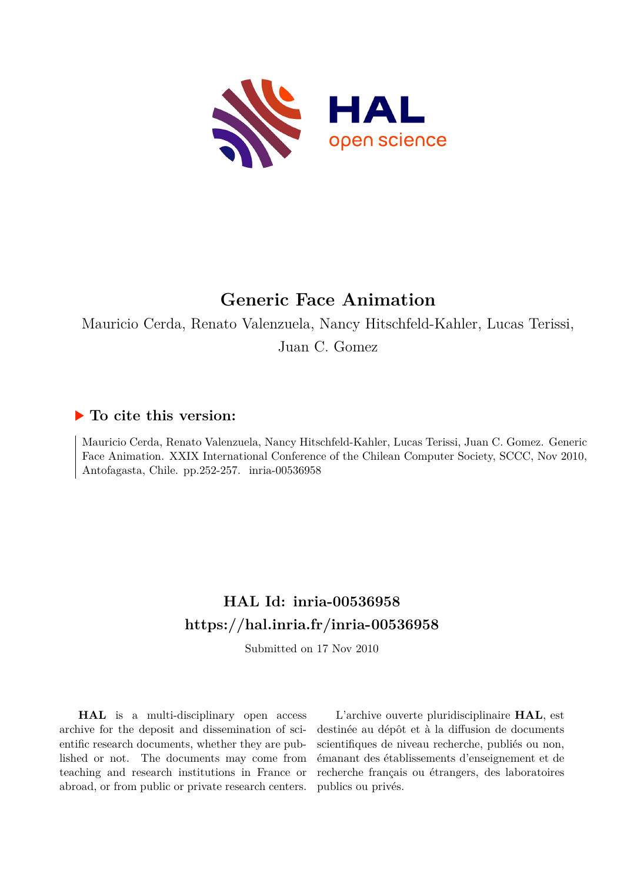# Generic Face Animation

Mauricio Cerda, Renato Valenzuela, Nancy Hitschfeld-Kahler, Lucas Terissi, Juan C. Gomez

## ▶ To cite this version:

Mauricio Cerda, Renato Valenzuela, Nancy Hitschfeld-Kahler, Lucas Terissi, Juan C. Gomez. Generic Face Animation. XXIX International Conference of the Chilean Computer Society, SCCC, Nov 2010, Antofagasta, Chile. pp.252-257. inria-00536958

## HAL Id: inria-00536958
## https://hal.inria.fr/inria-00536958

Submitted on 17 Nov 2010

**HAL** is a multi-disciplinary open access archive for the deposit and dissemination of scientific research documents, whether they are published or not. The documents may come from teaching and research institutions in France or abroad, or from public or private research centers.

L'archive ouverte pluridisciplinaire **HAL**, est destinée au dépôt et à la diffusion de documents scientifiques de niveau recherche, publiés ou non, émanant des établissements d'enseignement et de recherche français ou étrangers, des laboratoires publics ou privés.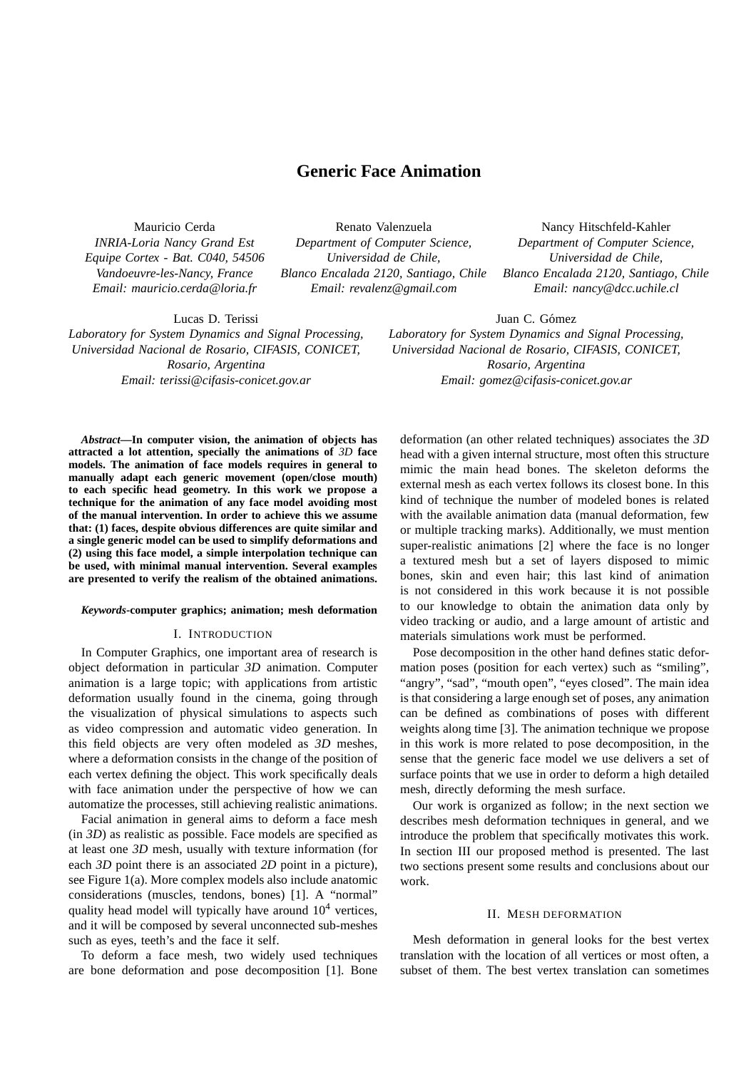# Generic Face Animation

Mauricio Cerda
*INRIA-Loria Nancy Grand Est*
*Equipe Cortex - Bat. C040, 54506*
*Vandoeuvre-les-Nancy, France*
*Email: mauricio.cerda@loria.fr*

Renato Valenzuela
*Department of Computer Science,*
*Universidad de Chile,*
*Blanco Encalada 2120, Santiago, Chile*
*Email: revalenz@gmail.com*

Nancy Hitschfeld-Kahler
*Department of Computer Science,*
*Universidad de Chile,*
*Blanco Encalada 2120, Santiago, Chile*
*Email: nancy@dcc.uchile.cl*

Lucas D. Terissi
*Laboratory for System Dynamics and Signal Processing,*
*Universidad Nacional de Rosario, CIFASIS, CONICET,*
*Rosario, Argentina*
*Email: terissi@cifasis-conicet.gov.ar*

Juan C. Gómez
*Laboratory for System Dynamics and Signal Processing,*
*Universidad Nacional de Rosario, CIFASIS, CONICET,*
*Rosario, Argentina*
*Email: gomez@cifasis-conicet.gov.ar*

***Abstract*—In computer vision, the animation of objects has attracted a lot attention, specially the animations of *3D* face models. The animation of face models requires in general to manually adapt each generic movement (open/close mouth) to each specific head geometry. In this work we propose a technique for the animation of any face model avoiding most of the manual intervention. In order to achieve this we assume that: (1) faces, despite obvious differences are quite similar and a single generic model can be used to simplify deformations and (2) using this face model, a simple interpolation technique can be used, with minimal manual intervention. Several examples are presented to verify the realism of the obtained animations.**

***Keywords*-computer graphics; animation; mesh deformation**

## I. Introduction

In Computer Graphics, one important area of research is object deformation in particular *3D* animation. Computer animation is a large topic; with applications from artistic deformation usually found in the cinema, going through the visualization of physical simulations to aspects such as video compression and automatic video generation. In this field objects are very often modeled as *3D* meshes, where a deformation consists in the change of the position of each vertex defining the object. This work specifically deals with face animation under the perspective of how we can automatize the processes, still achieving realistic animations.

Facial animation in general aims to deform a face mesh (in *3D*) as realistic as possible. Face models are specified as at least one *3D* mesh, usually with texture information (for each *3D* point there is an associated *2D* point in a picture), see Figure 1(a). More complex models also include anatomic considerations (muscles, tendons, bones) [1]. A "normal" quality head model will typically have around $10^4$ vertices, and it will be composed by several unconnected sub-meshes such as eyes, teeth's and the face it self.

To deform a face mesh, two widely used techniques are bone deformation and pose decomposition [1]. Bone deformation (an other related techniques) associates the *3D* head with a given internal structure, most often this structure mimic the main head bones. The skeleton deforms the external mesh as each vertex follows its closest bone. In this kind of technique the number of modeled bones is related with the available animation data (manual deformation, few or multiple tracking marks). Additionally, we must mention super-realistic animations [2] where the face is no longer a textured mesh but a set of layers disposed to mimic bones, skin and even hair; this last kind of animation is not considered in this work because it is not possible to our knowledge to obtain the animation data only by video tracking or audio, and a large amount of artistic and materials simulations work must be performed.

Pose decomposition in the other hand defines static deformation poses (position for each vertex) such as "smiling", "angry", "sad", "mouth open", "eyes closed". The main idea is that considering a large enough set of poses, any animation can be defined as combinations of poses with different weights along time [3]. The animation technique we propose in this work is more related to pose decomposition, in the sense that the generic face model we use delivers a set of surface points that we use in order to deform a high detailed mesh, directly deforming the mesh surface.

Our work is organized as follow; in the next section we describes mesh deformation techniques in general, and we introduce the problem that specifically motivates this work. In section III our proposed method is presented. The last two sections present some results and conclusions about our work.

## II. Mesh deformation

Mesh deformation in general looks for the best vertex translation with the location of all vertices or most often, a subset of them. The best vertex translation can sometimes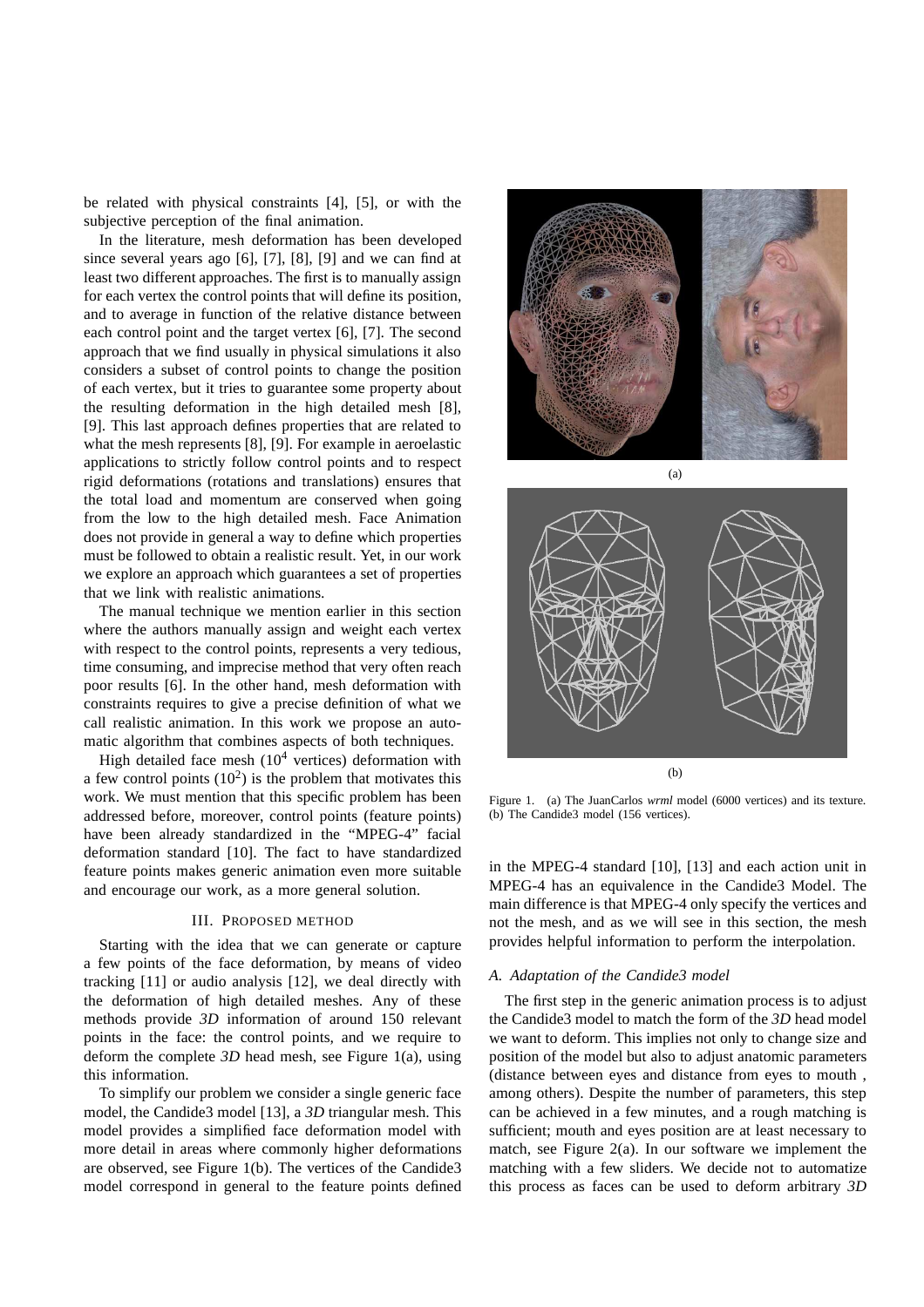be related with physical constraints [4], [5], or with the subjective perception of the final animation.

In the literature, mesh deformation has been developed since several years ago [6], [7], [8], [9] and we can find at least two different approaches. The first is to manually assign for each vertex the control points that will define its position, and to average in function of the relative distance between each control point and the target vertex [6], [7]. The second approach that we find usually in physical simulations it also considers a subset of control points to change the position of each vertex, but it tries to guarantee some property about the resulting deformation in the high detailed mesh [8], [9]. This last approach defines properties that are related to what the mesh represents [8], [9]. For example in aeroelastic applications to strictly follow control points and to respect rigid deformations (rotations and translations) ensures that the total load and momentum are conserved when going from the low to the high detailed mesh. Face Animation does not provide in general a way to define which properties must be followed to obtain a realistic result. Yet, in our work we explore an approach which guarantees a set of properties that we link with realistic animations.

The manual technique we mention earlier in this section where the authors manually assign and weight each vertex with respect to the control points, represents a very tedious, time consuming, and imprecise method that very often reach poor results [6]. In the other hand, mesh deformation with constraints requires to give a precise definition of what we call realistic animation. In this work we propose an automatic algorithm that combines aspects of both techniques.

High detailed face mesh ($10^4$ vertices) deformation with a few control points ($10^2$) is the problem that motivates this work. We must mention that this specific problem has been addressed before, moreover, control points (feature points) have been already standardized in the "MPEG-4" facial deformation standard [10]. The fact to have standardized feature points makes generic animation even more suitable and encourage our work, as a more general solution.

## III. Proposed method

Starting with the idea that we can generate or capture a few points of the face deformation, by means of video tracking [11] or audio analysis [12], we deal directly with the deformation of high detailed meshes. Any of these methods provide *3D* information of around 150 relevant points in the face: the control points, and we require to deform the complete *3D* head mesh, see Figure 1(a), using this information.

To simplify our problem we consider a single generic face model, the Candide3 model [13], a *3D* triangular mesh. This model provides a simplified face deformation model with more detail in areas where commonly higher deformations are observed, see Figure 1(b). The vertices of the Candide3 model correspond in general to the feature points defined in the MPEG-4 standard [10], [13] and each action unit in MPEG-4 has an equivalence in the Candide3 Model. The main difference is that MPEG-4 only specify the vertices and not the mesh, and as we will see in this section, the mesh provides helpful information to perform the interpolation.

(a)

(b)

Figure 1. (a) The JuanCarlos *wrml* model (6000 vertices) and its texture. (b) The Candide3 model (156 vertices).

### A. Adaptation of the Candide3 model

The first step in the generic animation process is to adjust the Candide3 model to match the form of the *3D* head model we want to deform. This implies not only to change size and position of the model but also to adjust anatomic parameters (distance between eyes and distance from eyes to mouth , among others). Despite the number of parameters, this step can be achieved in a few minutes, and a rough matching is sufficient; mouth and eyes position are at least necessary to match, see Figure 2(a). In our software we implement the matching with a few sliders. We decide not to automatize this process as faces can be used to deform arbitrary *3D*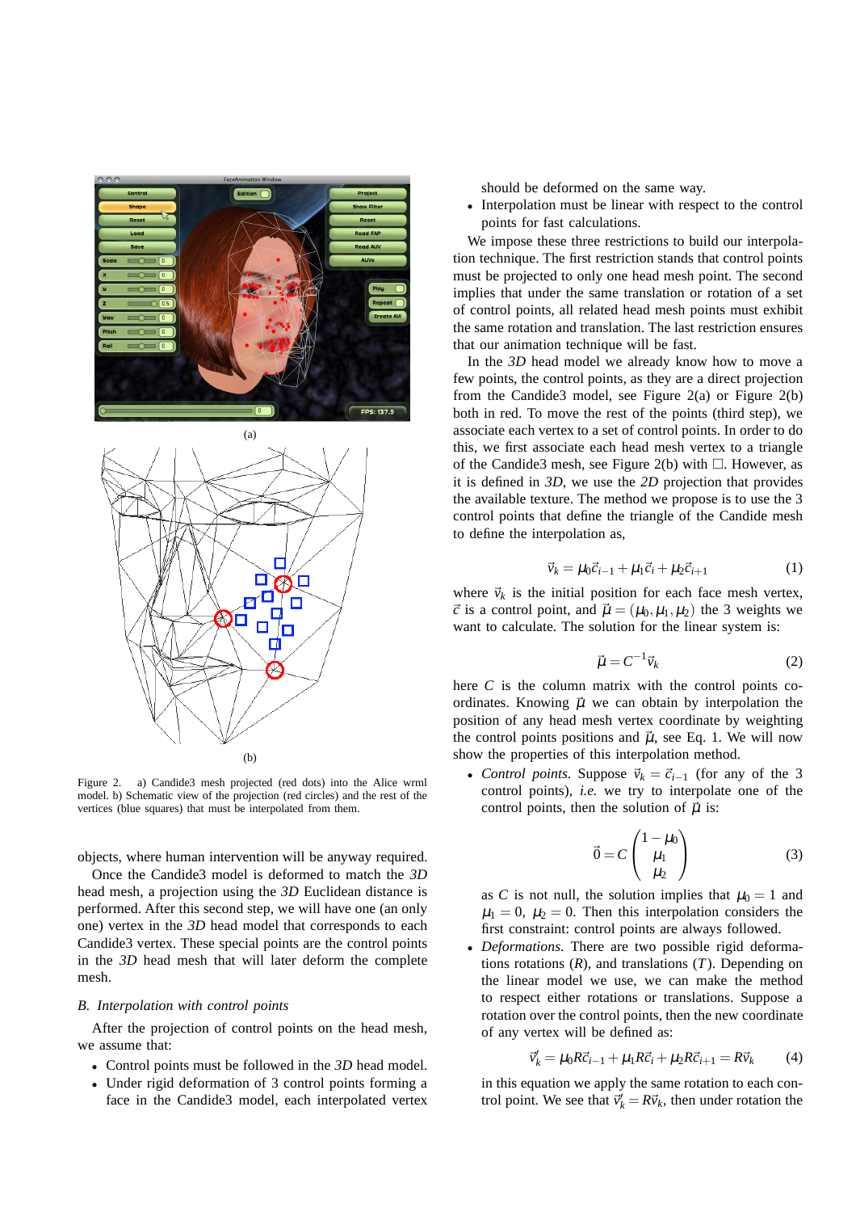(a)

(b)

Figure 2. a) Candide3 mesh projected (red dots) into the Alice wrml model. b) Schematic view of the projection (red circles) and the rest of the vertices (blue squares) that must be interpolated from them.

objects, where human intervention will be anyway required.

Once the Candide3 model is deformed to match the *3D* head mesh, a projection using the *3D* Euclidean distance is performed. After this second step, we will have one (an only one) vertex in the *3D* head model that corresponds to each Candide3 vertex. These special points are the control points in the *3D* head mesh that will later deform the complete mesh.

### *B. Interpolation with control points*

After the projection of control points on the head mesh, we assume that:

- Control points must be followed in the *3D* head model.
- Under rigid deformation of 3 control points forming a face in the Candide3 model, each interpolated vertex should be deformed on the same way.
- Interpolation must be linear with respect to the control points for fast calculations.

We impose these three restrictions to build our interpolation technique. The first restriction stands that control points must be projected to only one head mesh point. The second implies that under the same translation or rotation of a set of control points, all related head mesh points must exhibit the same rotation and translation. The last restriction ensures that our animation technique will be fast.

In the *3D* head model we already know how to move a few points, the control points, as they are a direct projection from the Candide3 model, see Figure 2(a) or Figure 2(b) both in red. To move the rest of the points (third step), we associate each vertex to a set of control points. In order to do this, we first associate each head mesh vertex to a triangle of the Candide3 mesh, see Figure 2(b) with □. However, as it is defined in *3D*, we use the *2D* projection that provides the available texture. The method we propose is to use the 3 control points that define the triangle of the Candide mesh to define the interpolation as,

$$\vec{v}_k = \mu_0 \vec{c}_{i-1} + \mu_1 \vec{c}_i + \mu_2 \vec{c}_{i+1} \tag{1}$$

where $\vec{v}_k$ is the initial position for each face mesh vertex, $\vec{c}$ is a control point, and $\vec{\mu} = (\mu_0, \mu_1, \mu_2)$ the 3 weights we want to calculate. The solution for the linear system is:

$$\vec{\mu} = C^{-1} \vec{v}_k \tag{2}$$

here $C$ is the column matrix with the control points coordinates. Knowing $\vec{\mu}$ we can obtain by interpolation the position of any head mesh vertex coordinate by weighting the control points positions and $\vec{\mu}$, see Eq. 1. We will now show the properties of this interpolation method.

- *Control points*. Suppose $\vec{v}_k = \vec{c}_{i-1}$ (for any of the 3 control points), *i.e.* we try to interpolate one of the control points, then the solution of $\vec{\mu}$ is:

$$\vec{0} = C \begin{pmatrix} 1-\mu_0 \\ \mu_1 \\ \mu_2 \end{pmatrix} \tag{3}$$

as $C$ is not null, the solution implies that $\mu_0 = 1$ and $\mu_1 = 0$, $\mu_2 = 0$. Then this interpolation considers the first constraint: control points are always followed.

- *Deformations*. There are two possible rigid deformations rotations ($R$), and translations ($T$). Depending on the linear model we use, we can make the method to respect either rotations or translations. Suppose a rotation over the control points, then the new coordinate of any vertex will be defined as:

$$\vec{v}_k' = \mu_0 R \vec{c}_{i-1} + \mu_1 R \vec{c}_i + \mu_2 R \vec{c}_{i+1} = R \vec{v}_k \tag{4}$$

in this equation we apply the same rotation to each control point. We see that $\vec{v}_k' = R\vec{v}_k$, then under rotation the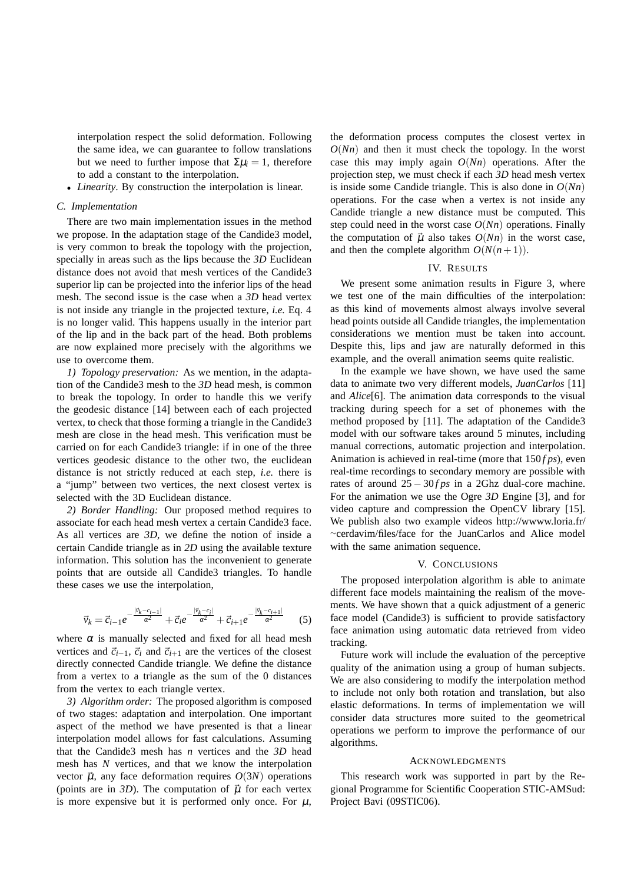interpolation respect the solid deformation. Following the same idea, we can guarantee to follow translations but we need to further impose that $\Sigma \mu_i = 1$, therefore to add a constant to the interpolation.

- *Linearity*. By construction the interpolation is linear.

### C. Implementation

There are two main implementation issues in the method we propose. In the adaptation stage of the Candide3 model, is very common to break the topology with the projection, specially in areas such as the lips because the *3D* Euclidean distance does not avoid that mesh vertices of the Candide3 superior lip can be projected into the inferior lips of the head mesh. The second issue is the case when a *3D* head vertex is not inside any triangle in the projected texture, *i.e.* Eq. 4 is no longer valid. This happens usually in the interior part of the lip and in the back part of the head. Both problems are now explained more precisely with the algorithms we use to overcome them.

*1) Topology preservation:* As we mention, in the adaptation of the Candide3 mesh to the *3D* head mesh, is common to break the topology. In order to handle this we verify the geodesic distance [14] between each of each projected vertex, to check that those forming a triangle in the Candide3 mesh are close in the head mesh. This verification must be carried on for each Candide3 triangle: if in one of the three vertices geodesic distance to the other two, the euclidean distance is not strictly reduced at each step, *i.e.* there is a "jump" between two vertices, the next closest vertex is selected with the 3D Euclidean distance.

*2) Border Handling:* Our proposed method requires to associate for each head mesh vertex a certain Candide3 face. As all vertices are *3D*, we define the notion of inside a certain Candide triangle as in *2D* using the available texture information. This solution has the inconvenient to generate points that are outside all Candide3 triangles. To handle these cases we use the interpolation,

$$\vec{v}_k = \vec{c}_{i-1} e^{-\frac{|\vec{v}_k - c_{i-1}|}{\alpha^2}} + \vec{c}_i e^{-\frac{|\vec{v}_k - c_i|}{\alpha^2}} + \vec{c}_{i+1} e^{-\frac{|\vec{v}_k - c_{i+1}|}{\alpha^2}} \quad (5)$$

where $\alpha$ is manually selected and fixed for all head mesh vertices and $\vec{c}_{i-1}$, $\vec{c}_i$ and $\vec{c}_{i+1}$ are the vertices of the closest directly connected Candide triangle. We define the distance from a vertex to a triangle as the sum of the 0 distances from the vertex to each triangle vertex.

*3) Algorithm order:* The proposed algorithm is composed of two stages: adaptation and interpolation. One important aspect of the method we have presented is that a linear interpolation model allows for fast calculations. Assuming that the Candide3 mesh has $n$ vertices and the *3D* head mesh has $N$ vertices, and that we know the interpolation vector $\vec{\mu}$, any face deformation requires $O(3N)$ operations (points are in *3D*). The computation of $\vec{\mu}$ for each vertex is more expensive but it is performed only once. For $\mu$, the deformation process computes the closest vertex in $O(Nn)$ and then it must check the topology. In the worst case this may imply again $O(Nn)$ operations. After the projection step, we must check if each *3D* head mesh vertex is inside some Candide triangle. This is also done in $O(Nn)$ operations. For the case when a vertex is not inside any Candide triangle a new distance must be computed. This step could need in the worst case $O(Nn)$ operations. Finally the computation of $\vec{\mu}$ also takes $O(Nn)$ in the worst case, and then the complete algorithm $O(N(n+1))$.

## IV. Results

We present some animation results in Figure 3, where we test one of the main difficulties of the interpolation: as this kind of movements almost always involve several head points outside all Candide triangles, the implementation considerations we mention must be taken into account. Despite this, lips and jaw are naturally deformed in this example, and the overall animation seems quite realistic.

In the example we have shown, we have used the same data to animate two very different models, *JuanCarlos* [11] and *Alice*[6]. The animation data corresponds to the visual tracking during speech for a set of phonemes with the method proposed by [11]. The adaptation of the Candide3 model with our software takes around 5 minutes, including manual corrections, automatic projection and interpolation. Animation is achieved in real-time (more that $150 fps$), even real-time recordings to secondary memory are possible with rates of around $25-30 fps$ in a 2Ghz dual-core machine. For the animation we use the Ogre *3D* Engine [3], and for video capture and compression the OpenCV library [15]. We publish also two example videos http://wwww.loria.fr/~cerdavim/files/face for the JuanCarlos and Alice model with the same animation sequence.

## V. Conclusions

The proposed interpolation algorithm is able to animate different face models maintaining the realism of the movements. We have shown that a quick adjustment of a generic face model (Candide3) is sufficient to provide satisfactory face animation using automatic data retrieved from video tracking.

Future work will include the evaluation of the perceptive quality of the animation using a group of human subjects. We are also considering to modify the interpolation method to include not only both rotation and translation, but also elastic deformations. In terms of implementation we will consider data structures more suited to the geometrical operations we perform to improve the performance of our algorithms.

## Acknowledgments

This research work was supported in part by the Regional Programme for Scientific Cooperation STIC-AMSud: Project Bavi (09STIC06).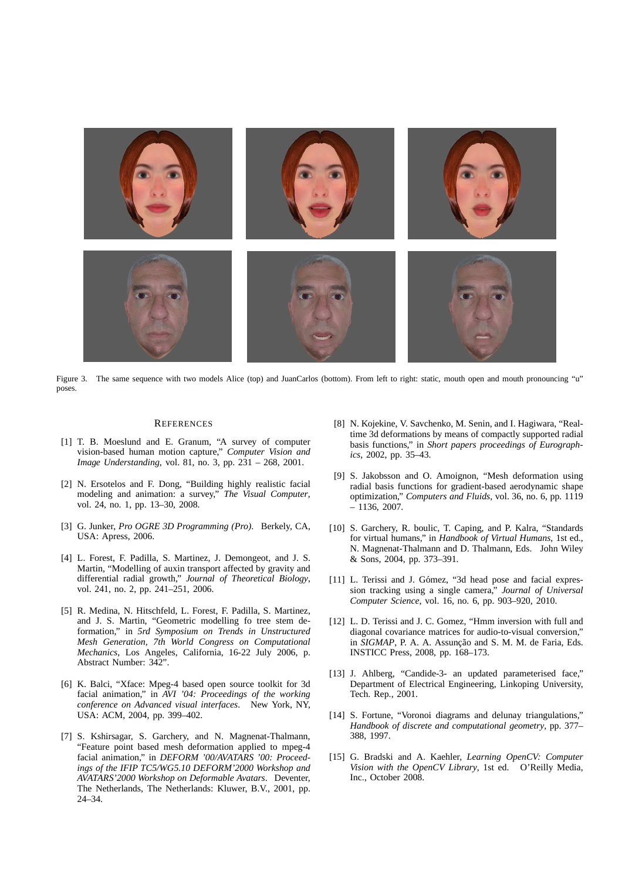Figure 3. The same sequence with two models Alice (top) and JuanCarlos (bottom). From left to right: static, mouth open and mouth pronouncing "u" poses.

## REFERENCES

[1] T. B. Moeslund and E. Granum, "A survey of computer vision-based human motion capture," *Computer Vision and Image Understanding*, vol. 81, no. 3, pp. 231 – 268, 2001.

[2] N. Ersotelos and F. Dong, "Building highly realistic facial modeling and animation: a survey," *The Visual Computer*, vol. 24, no. 1, pp. 13–30, 2008.

[3] G. Junker, *Pro OGRE 3D Programming (Pro)*. Berkely, CA, USA: Apress, 2006.

[4] L. Forest, F. Padilla, S. Martinez, J. Demongeot, and J. S. Martin, "Modelling of auxin transport affected by gravity and differential radial growth," *Journal of Theoretical Biology*, vol. 241, no. 2, pp. 241–251, 2006.

[5] R. Medina, N. Hitschfeld, L. Forest, F. Padilla, S. Martinez, and J. S. Martin, "Geometric modelling fo tree stem deformation," in *5rd Symposium on Trends in Unstructured Mesh Generation, 7th World Congress on Computational Mechanics*, Los Angeles, California, 16-22 July 2006, p. Abstract Number: 342".

[6] K. Balci, "Xface: Mpeg-4 based open source toolkit for 3d facial animation," in *AVI '04: Proceedings of the working conference on Advanced visual interfaces*. New York, NY, USA: ACM, 2004, pp. 399–402.

[7] S. Kshirsagar, S. Garchery, and N. Magnenat-Thalmann, "Feature point based mesh deformation applied to mpeg-4 facial animation," in *DEFORM '00/AVATARS '00: Proceedings of the IFIP TC5/WG5.10 DEFORM'2000 Workshop and AVATARS'2000 Workshop on Deformable Avatars*. Deventer, The Netherlands, The Netherlands: Kluwer, B.V., 2001, pp. 24–34.

[8] N. Kojekine, V. Savchenko, M. Senin, and I. Hagiwara, "Real-time 3d deformations by means of compactly supported radial basis functions," in *Short papers proceedings of Eurographics*, 2002, pp. 35–43.

[9] S. Jakobsson and O. Amoignon, "Mesh deformation using radial basis functions for gradient-based aerodynamic shape optimization," *Computers and Fluids*, vol. 36, no. 6, pp. 1119 – 1136, 2007.

[10] S. Garchery, R. boulic, T. Caping, and P. Kalra, "Standards for virtual humans," in *Handbook of Virtual Humans*, 1st ed., N. Magnenat-Thalmann and D. Thalmann, Eds. John Wiley & Sons, 2004, pp. 373–391.

[11] L. Terissi and J. Gómez, "3d head pose and facial expression tracking using a single camera," *Journal of Universal Computer Science*, vol. 16, no. 6, pp. 903–920, 2010.

[12] L. D. Terissi and J. C. Gomez, "Hmm inversion with full and diagonal covariance matrices for audio-to-visual conversion," in *SIGMAP*, P. A. A. Assunção and S. M. M. de Faria, Eds. INSTICC Press, 2008, pp. 168–173.

[13] J. Ahlberg, "Candide-3- an updated parameterised face," Department of Electrical Engineering, Linkoping University, Tech. Rep., 2001.

[14] S. Fortune, "Voronoi diagrams and delunay triangulations," *Handbook of discrete and computational geometry*, pp. 377–388, 1997.

[15] G. Bradski and A. Kaehler, *Learning OpenCV: Computer Vision with the OpenCV Library*, 1st ed. O'Reilly Media, Inc., October 2008.